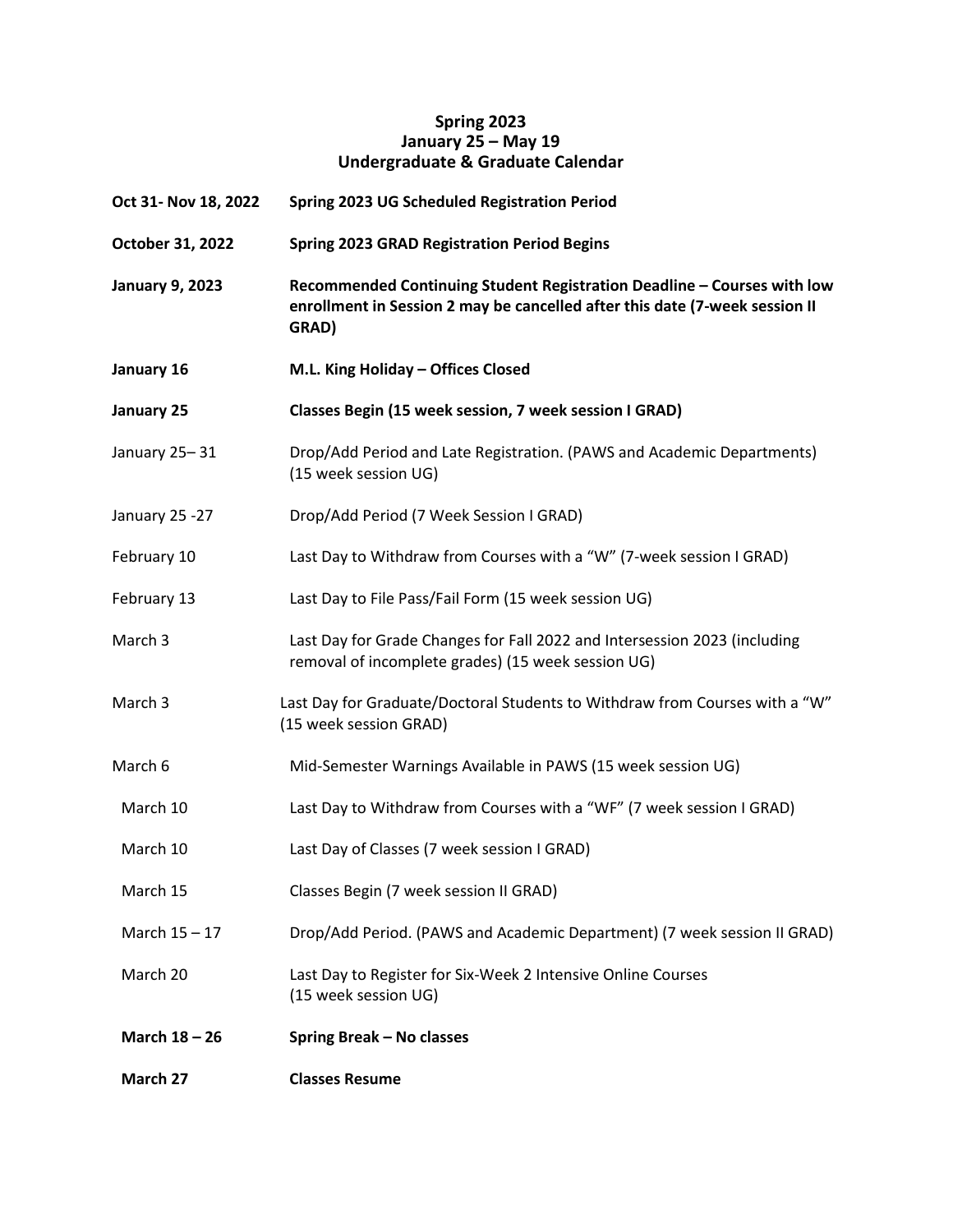# Spring 2023
## January 25 – May 19
## Undergraduate & Graduate Calendar

| | |
|---|---|
| **Oct 31- Nov 18, 2022** | **Spring 2023 UG Scheduled Registration Period** |
| **October 31, 2022** | **Spring 2023 GRAD Registration Period Begins** |
| **January 9, 2023** | **Recommended Continuing Student Registration Deadline – Courses with low enrollment in Session 2 may be cancelled after this date (7-week session II GRAD)** |
| **January 16** | **M.L. King Holiday – Offices Closed** |
| **January 25** | **Classes Begin (15 week session, 7 week session I GRAD)** |
| January 25– 31 | Drop/Add Period and Late Registration. (PAWS and Academic Departments) (15 week session UG) |
| January 25 -27 | Drop/Add Period (7 Week Session I GRAD) |
| February 10 | Last Day to Withdraw from Courses with a "W" (7-week session I GRAD) |
| February 13 | Last Day to File Pass/Fail Form (15 week session UG) |
| March 3 | Last Day for Grade Changes for Fall 2022 and Intersession 2023 (including removal of incomplete grades) (15 week session UG) |
| March 3 | Last Day for Graduate/Doctoral Students to Withdraw from Courses with a "W" (15 week session GRAD) |
| March 6 | Mid-Semester Warnings Available in PAWS (15 week session UG) |
| March 10 | Last Day to Withdraw from Courses with a "WF" (7 week session I GRAD) |
| March 10 | Last Day of Classes (7 week session I GRAD) |
| March 15 | Classes Begin (7 week session II GRAD) |
| March 15 – 17 | Drop/Add Period. (PAWS and Academic Department) (7 week session II GRAD) |
| March 20 | Last Day to Register for Six-Week 2 Intensive Online Courses (15 week session UG) |
| **March 18 – 26** | **Spring Break – No classes** |
| **March 27** | **Classes Resume** |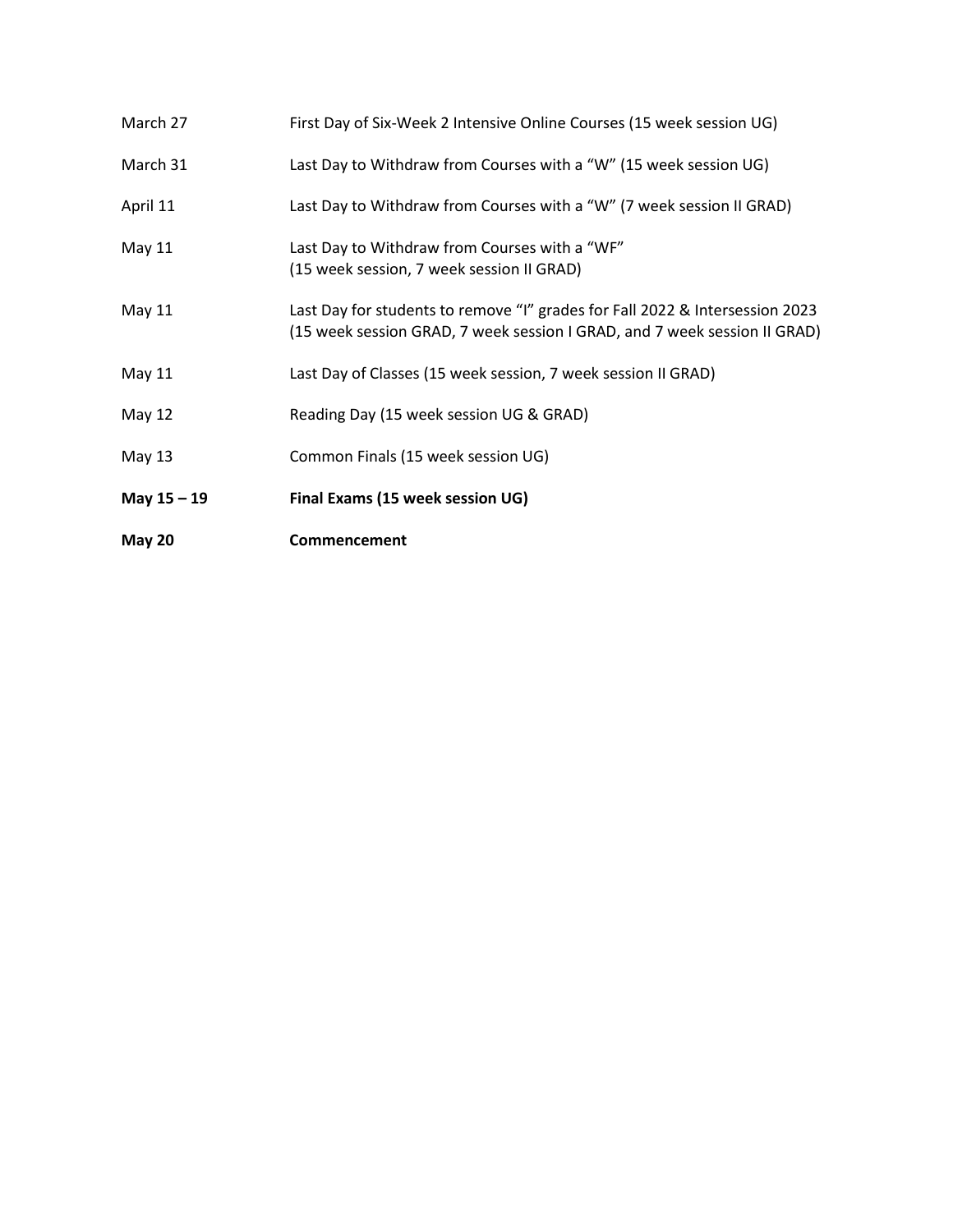| | |
|---|---|
| March 27 | First Day of Six-Week 2 Intensive Online Courses (15 week session UG) |
| March 31 | Last Day to Withdraw from Courses with a “W” (15 week session UG) |
| April 11 | Last Day to Withdraw from Courses with a “W” (7 week session II GRAD) |
| May 11 | Last Day to Withdraw from Courses with a “WF” (15 week session, 7 week session II GRAD) |
| May 11 | Last Day for students to remove “I” grades for Fall 2022 & Intersession 2023 (15 week session GRAD, 7 week session I GRAD, and 7 week session II GRAD) |
| May 11 | Last Day of Classes (15 week session, 7 week session II GRAD) |
| May 12 | Reading Day (15 week session UG & GRAD) |
| May 13 | Common Finals (15 week session UG) |
| **May 15 – 19** | **Final Exams (15 week session UG)** |
| **May 20** | **Commencement** |